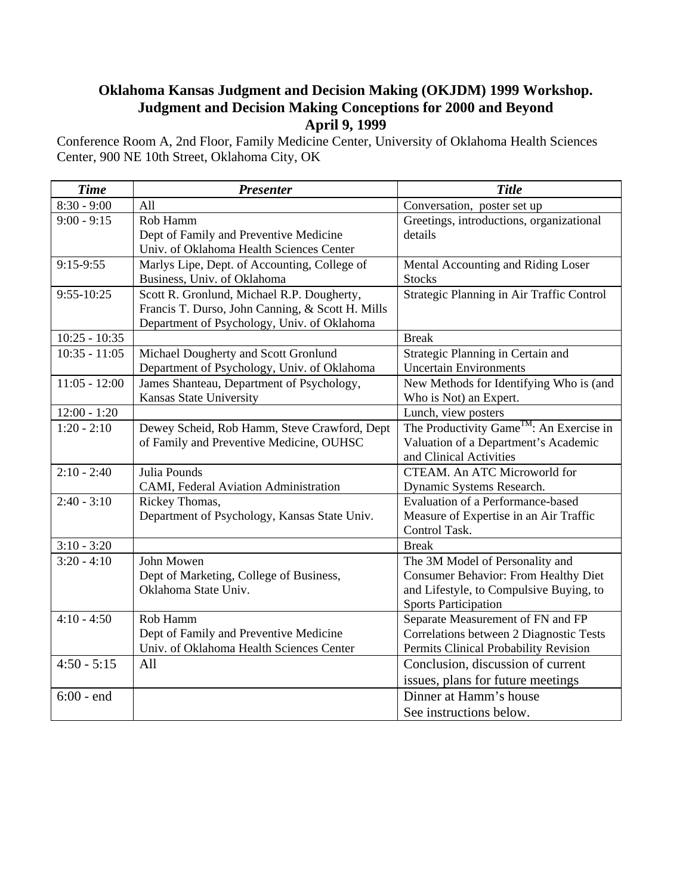# Oklahoma Kansas Judgment and Decision Making (OKJDM) 1999 Workshop.
## Judgment and Decision Making Conceptions for 2000 and Beyond
### April 9, 1999

Conference Room A, 2nd Floor, Family Medicine Center, University of Oklahoma Health Sciences Center, 900 NE 10th Street, Oklahoma City, OK

| ***Time*** | ***Presenter*** | ***Title*** |
|---|---|---|
| 8:30 - 9:00 | All | Conversation, poster set up |
| 9:00 - 9:15 | Rob Hamm<br>Dept of Family and Preventive Medicine<br>Univ. of Oklahoma Health Sciences Center | Greetings, introductions, organizational details |
| 9:15-9:55 | Marlys Lipe, Dept. of Accounting, College of Business, Univ. of Oklahoma | Mental Accounting and Riding Loser Stocks |
| 9:55-10:25 | Scott R. Gronlund, Michael R.P. Dougherty, Francis T. Durso, John Canning, & Scott H. Mills<br>Department of Psychology, Univ. of Oklahoma | Strategic Planning in Air Traffic Control |
| 10:25 - 10:35 | | Break |
| 10:35 - 11:05 | Michael Dougherty and Scott Gronlund<br>Department of Psychology, Univ. of Oklahoma | Strategic Planning in Certain and Uncertain Environments |
| 11:05 - 12:00 | James Shanteau, Department of Psychology, Kansas State University | New Methods for Identifying Who is (and Who is Not) an Expert. |
| 12:00 - 1:20 | | Lunch, view posters |
| 1:20 - 2:10 | Dewey Scheid, Rob Hamm, Steve Crawford, Dept of Family and Preventive Medicine, OUHSC | The Productivity Game™: An Exercise in Valuation of a Department's Academic and Clinical Activities |
| 2:10 - 2:40 | Julia Pounds<br>CAMI, Federal Aviation Administration | CTEAM. An ATC Microworld for Dynamic Systems Research. |
| 2:40 - 3:10 | Rickey Thomas,<br>Department of Psychology, Kansas State Univ. | Evaluation of a Performance-based Measure of Expertise in an Air Traffic Control Task. |
| 3:10 - 3:20 | | Break |
| 3:20 - 4:10 | John Mowen<br>Dept of Marketing, College of Business, Oklahoma State Univ. | The 3M Model of Personality and Consumer Behavior: From Healthy Diet and Lifestyle, to Compulsive Buying, to Sports Participation |
| 4:10 - 4:50 | Rob Hamm<br>Dept of Family and Preventive Medicine<br>Univ. of Oklahoma Health Sciences Center | Separate Measurement of FN and FP Correlations between 2 Diagnostic Tests Permits Clinical Probability Revision |
| 4:50 - 5:15 | All | Conclusion, discussion of current issues, plans for future meetings |
| 6:00 - end | | Dinner at Hamm's house<br>See instructions below. |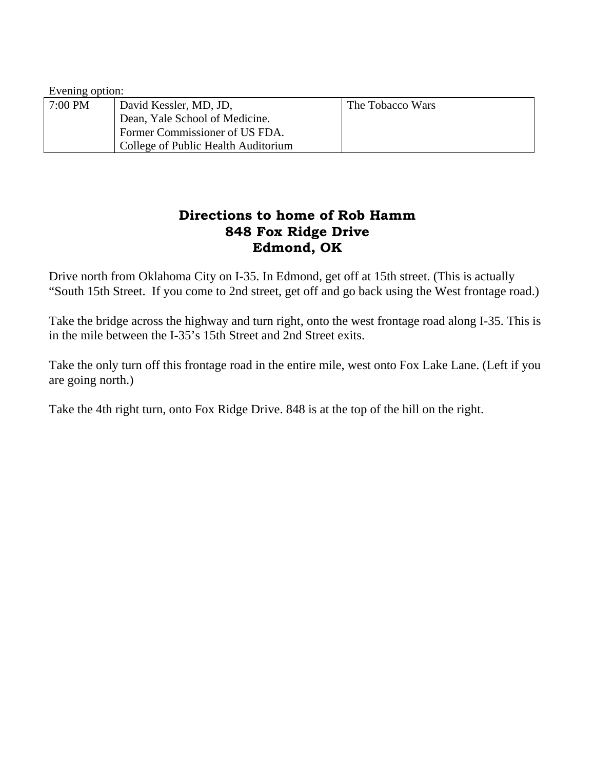Evening option:

| | | |
|---|---|---|
| 7:00 PM | David Kessler, MD, JD,<br>Dean, Yale School of Medicine.<br>Former Commissioner of US FDA.<br>College of Public Health Auditorium | The Tobacco Wars |

## **Directions to home of Rob Hamm**
## **848 Fox Ridge Drive**
## **Edmond, OK**

Drive north from Oklahoma City on I-35. In Edmond, get off at 15th street. (This is actually "South 15th Street. If you come to 2nd street, get off and go back using the West frontage road.)

Take the bridge across the highway and turn right, onto the west frontage road along I-35. This is in the mile between the I-35's 15th Street and 2nd Street exits.

Take the only turn off this frontage road in the entire mile, west onto Fox Lake Lane. (Left if you are going north.)

Take the 4th right turn, onto Fox Ridge Drive. 848 is at the top of the hill on the right.